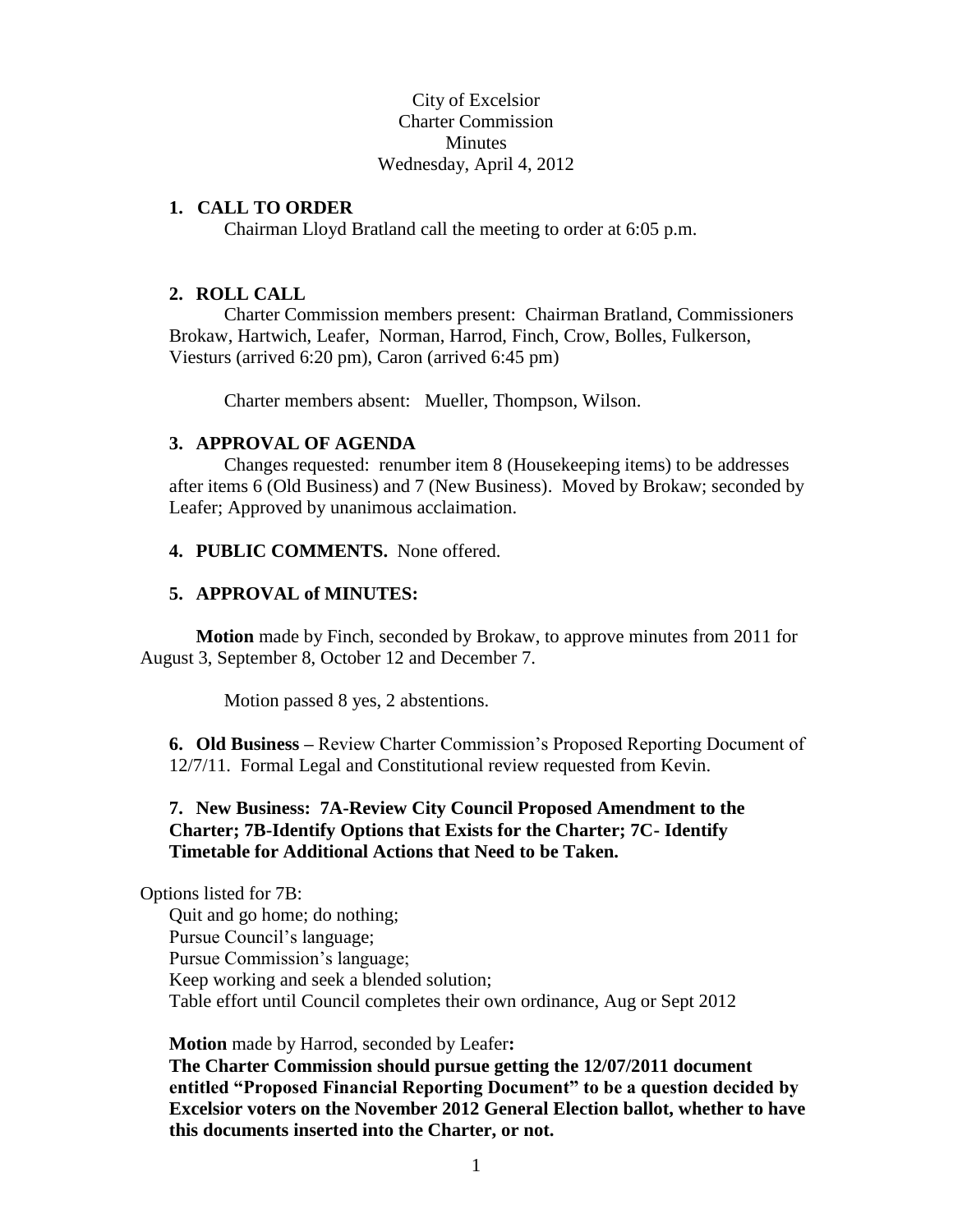City of Excelsior
Charter Commission
Minutes
Wednesday, April 4, 2012

**1. CALL TO ORDER**

Chairman Lloyd Bratland call the meeting to order at 6:05 p.m.

**2. ROLL CALL**

Charter Commission members present: Chairman Bratland, Commissioners Brokaw, Hartwich, Leafer, Norman, Harrod, Finch, Crow, Bolles, Fulkerson, Viesturs (arrived 6:20 pm), Caron (arrived 6:45 pm)

Charter members absent: Mueller, Thompson, Wilson.

**3. APPROVAL OF AGENDA**

Changes requested: renumber item 8 (Housekeeping items) to be addresses after items 6 (Old Business) and 7 (New Business). Moved by Brokaw; seconded by Leafer; Approved by unanimous acclaimation.

**4. PUBLIC COMMENTS.** None offered.

**5. APPROVAL of MINUTES:**

**Motion** made by Finch, seconded by Brokaw, to approve minutes from 2011 for August 3, September 8, October 12 and December 7.

Motion passed 8 yes, 2 abstentions.

**6. Old Business –** Review Charter Commission's Proposed Reporting Document of 12/7/11. Formal Legal and Constitutional review requested from Kevin.

**7. New Business: 7A-Review City Council Proposed Amendment to the Charter; 7B-Identify Options that Exists for the Charter; 7C- Identify Timetable for Additional Actions that Need to be Taken.**

Options listed for 7B:

Quit and go home; do nothing;
Pursue Council's language;
Pursue Commission's language;
Keep working and seek a blended solution;
Table effort until Council completes their own ordinance, Aug or Sept 2012

**Motion** made by Harrod, seconded by Leafer**:**
**The Charter Commission should pursue getting the 12/07/2011 document entitled "Proposed Financial Reporting Document" to be a question decided by Excelsior voters on the November 2012 General Election ballot, whether to have this documents inserted into the Charter, or not.**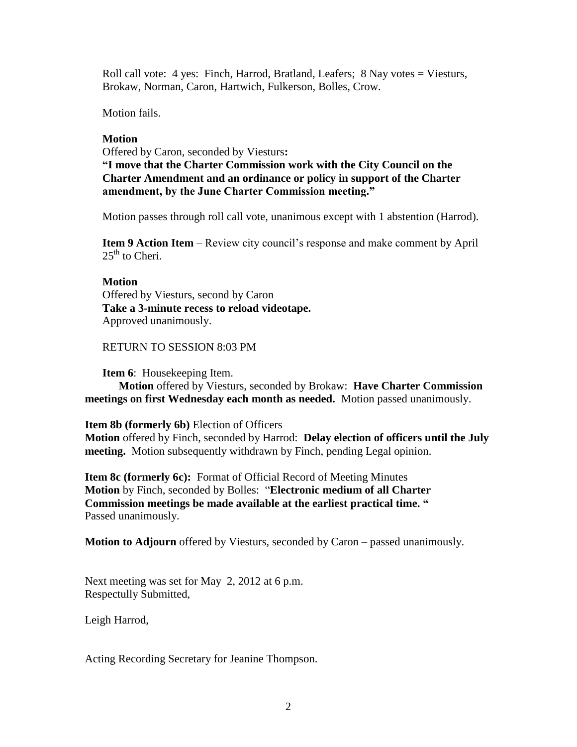Roll call vote: 4 yes: Finch, Harrod, Bratland, Leafers; 8 Nay votes = Viesturs, Brokaw, Norman, Caron, Hartwich, Fulkerson, Bolles, Crow.

Motion fails.

**Motion**
Offered by Caron, seconded by Viesturs**:**
**"I move that the Charter Commission work with the City Council on the Charter Amendment and an ordinance or policy in support of the Charter amendment, by the June Charter Commission meeting."**

Motion passes through roll call vote, unanimous except with 1 abstention (Harrod).

**Item 9 Action Item** – Review city council's response and make comment by April 25th to Cheri.

**Motion**
Offered by Viesturs, second by Caron
**Take a 3-minute recess to reload videotape.**
Approved unanimously.

RETURN TO SESSION 8:03 PM

**Item 6**: Housekeeping Item.
**Motion** offered by Viesturs, seconded by Brokaw: **Have Charter Commission meetings on first Wednesday each month as needed.** Motion passed unanimously.

**Item 8b (formerly 6b)** Election of Officers
**Motion** offered by Finch, seconded by Harrod: **Delay election of officers until the July meeting.** Motion subsequently withdrawn by Finch, pending Legal opinion.

**Item 8c (formerly 6c):** Format of Official Record of Meeting Minutes
**Motion** by Finch, seconded by Bolles: "**Electronic medium of all Charter Commission meetings be made available at the earliest practical time. "**
Passed unanimously.

**Motion to Adjourn** offered by Viesturs, seconded by Caron – passed unanimously.

Next meeting was set for May 2, 2012 at 6 p.m.
Respectully Submitted,

Leigh Harrod,

Acting Recording Secretary for Jeanine Thompson.